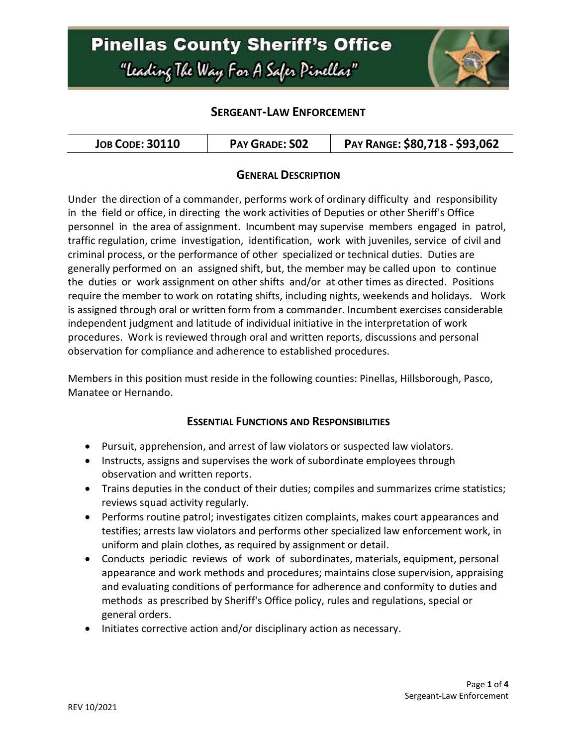# Pinellas County Sheriff's Office

*"Leading The Way For A Safer Pinellas"*

## SERGEANT-LAW ENFORCEMENT

| JOB CODE: 30110 | PAY GRADE: S02 | PAY RANGE: $80,718 - $93,062 |
| --- | --- | --- |

### GENERAL DESCRIPTION

Under the direction of a commander, performs work of ordinary difficulty and responsibility in the field or office, in directing the work activities of Deputies or other Sheriff's Office personnel in the area of assignment. Incumbent may supervise members engaged in patrol, traffic regulation, crime investigation, identification, work with juveniles, service of civil and criminal process, or the performance of other specialized or technical duties. Duties are generally performed on an assigned shift, but, the member may be called upon to continue the duties or work assignment on other shifts and/or at other times as directed. Positions require the member to work on rotating shifts, including nights, weekends and holidays. Work is assigned through oral or written form from a commander. Incumbent exercises considerable independent judgment and latitude of individual initiative in the interpretation of work procedures. Work is reviewed through oral and written reports, discussions and personal observation for compliance and adherence to established procedures.

Members in this position must reside in the following counties: Pinellas, Hillsborough, Pasco, Manatee or Hernando.

### ESSENTIAL FUNCTIONS AND RESPONSIBILITIES

- Pursuit, apprehension, and arrest of law violators or suspected law violators.
- Instructs, assigns and supervises the work of subordinate employees through observation and written reports.
- Trains deputies in the conduct of their duties; compiles and summarizes crime statistics; reviews squad activity regularly.
- Performs routine patrol; investigates citizen complaints, makes court appearances and testifies; arrests law violators and performs other specialized law enforcement work, in uniform and plain clothes, as required by assignment or detail.
- Conducts periodic reviews of work of subordinates, materials, equipment, personal appearance and work methods and procedures; maintains close supervision, appraising and evaluating conditions of performance for adherence and conformity to duties and methods as prescribed by Sheriff's Office policy, rules and regulations, special or general orders.
- Initiates corrective action and/or disciplinary action as necessary.

REV 10/2021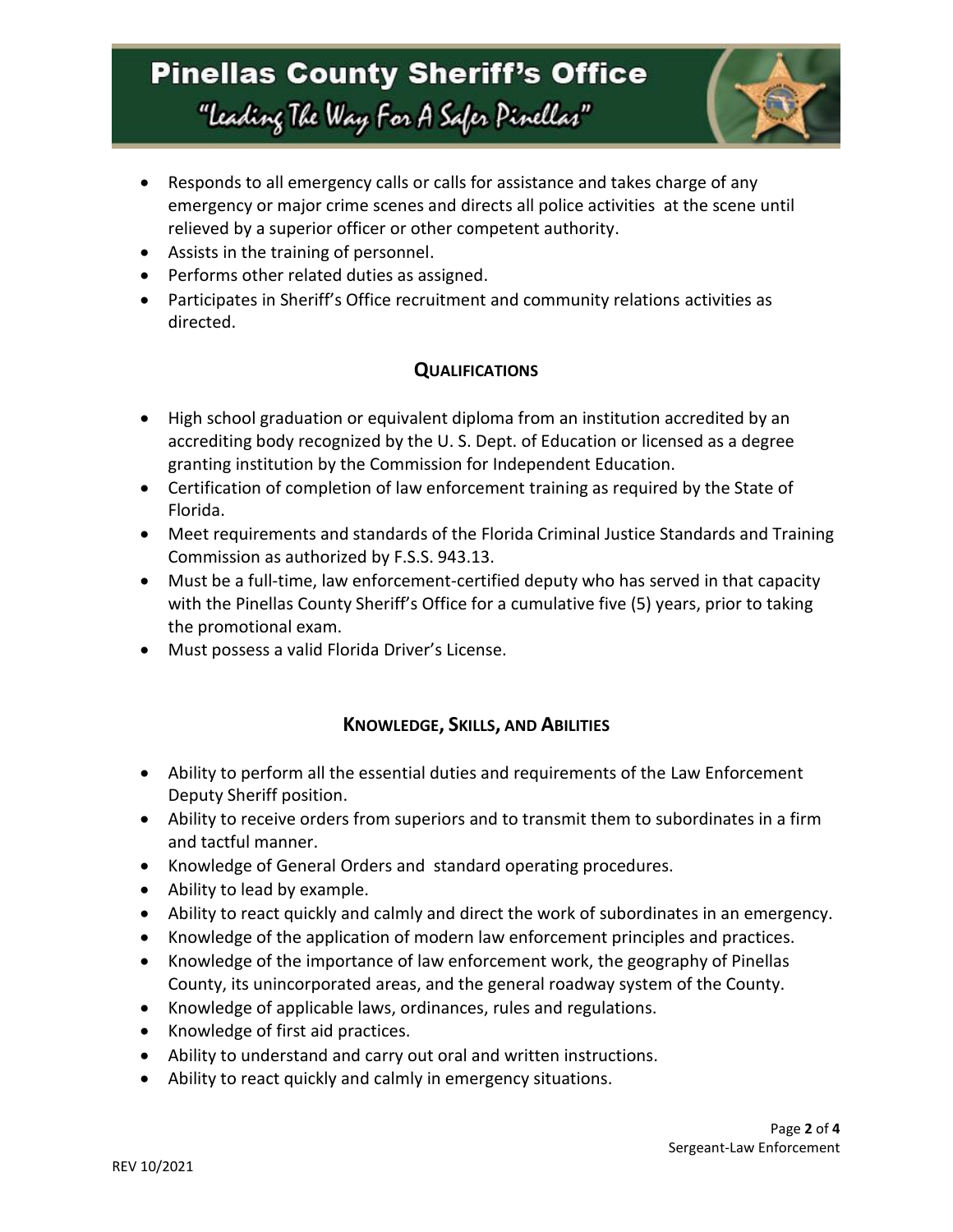- Responds to all emergency calls or calls for assistance and takes charge of any emergency or major crime scenes and directs all police activities at the scene until relieved by a superior officer or other competent authority.
- Assists in the training of personnel.
- Performs other related duties as assigned.
- Participates in Sheriff's Office recruitment and community relations activities as directed.

## Qualifications

- High school graduation or equivalent diploma from an institution accredited by an accrediting body recognized by the U. S. Dept. of Education or licensed as a degree granting institution by the Commission for Independent Education.
- Certification of completion of law enforcement training as required by the State of Florida.
- Meet requirements and standards of the Florida Criminal Justice Standards and Training Commission as authorized by F.S.S. 943.13.
- Must be a full-time, law enforcement-certified deputy who has served in that capacity with the Pinellas County Sheriff's Office for a cumulative five (5) years, prior to taking the promotional exam.
- Must possess a valid Florida Driver's License.

## Knowledge, Skills, and Abilities

- Ability to perform all the essential duties and requirements of the Law Enforcement Deputy Sheriff position.
- Ability to receive orders from superiors and to transmit them to subordinates in a firm and tactful manner.
- Knowledge of General Orders and standard operating procedures.
- Ability to lead by example.
- Ability to react quickly and calmly and direct the work of subordinates in an emergency.
- Knowledge of the application of modern law enforcement principles and practices.
- Knowledge of the importance of law enforcement work, the geography of Pinellas County, its unincorporated areas, and the general roadway system of the County.
- Knowledge of applicable laws, ordinances, rules and regulations.
- Knowledge of first aid practices.
- Ability to understand and carry out oral and written instructions.
- Ability to react quickly and calmly in emergency situations.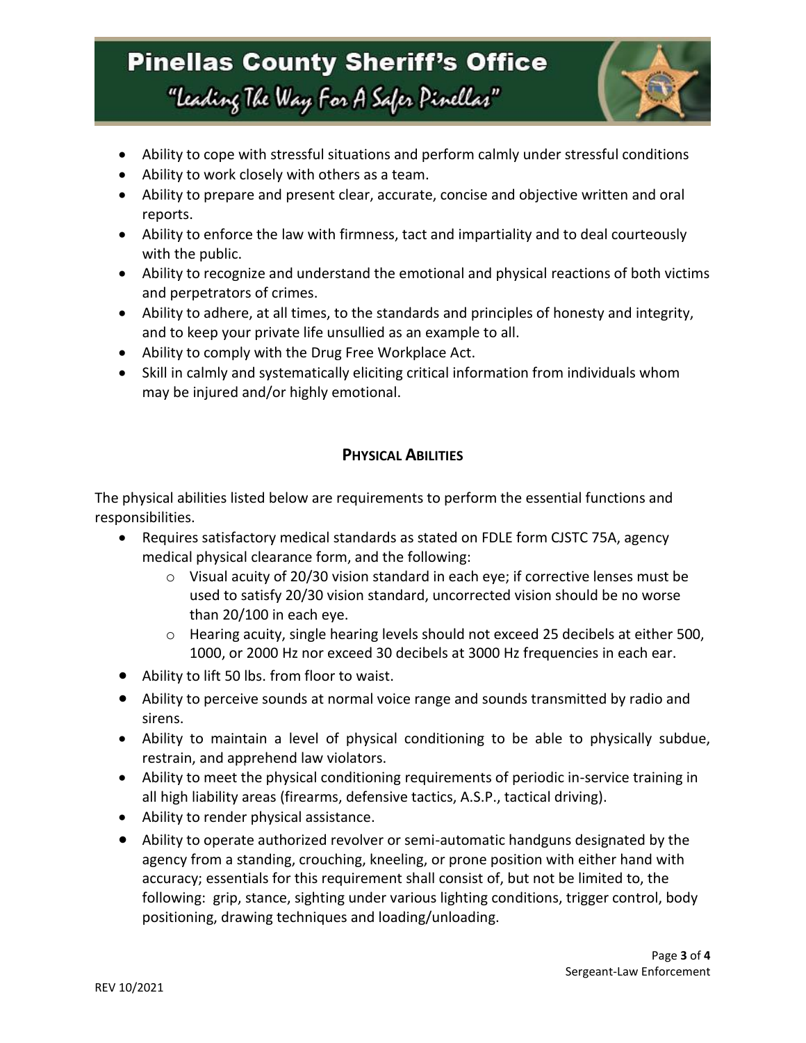- Ability to cope with stressful situations and perform calmly under stressful conditions
- Ability to work closely with others as a team.
- Ability to prepare and present clear, accurate, concise and objective written and oral reports.
- Ability to enforce the law with firmness, tact and impartiality and to deal courteously with the public.
- Ability to recognize and understand the emotional and physical reactions of both victims and perpetrators of crimes.
- Ability to adhere, at all times, to the standards and principles of honesty and integrity, and to keep your private life unsullied as an example to all.
- Ability to comply with the Drug Free Workplace Act.
- Skill in calmly and systematically eliciting critical information from individuals whom may be injured and/or highly emotional.

## PHYSICAL ABILITIES

The physical abilities listed below are requirements to perform the essential functions and responsibilities.

- Requires satisfactory medical standards as stated on FDLE form CJSTC 75A, agency medical physical clearance form, and the following:
  - Visual acuity of 20/30 vision standard in each eye; if corrective lenses must be used to satisfy 20/30 vision standard, uncorrected vision should be no worse than 20/100 in each eye.
  - Hearing acuity, single hearing levels should not exceed 25 decibels at either 500, 1000, or 2000 Hz nor exceed 30 decibels at 3000 Hz frequencies in each ear.
- Ability to lift 50 lbs. from floor to waist.
- Ability to perceive sounds at normal voice range and sounds transmitted by radio and sirens.
- Ability to maintain a level of physical conditioning to be able to physically subdue, restrain, and apprehend law violators.
- Ability to meet the physical conditioning requirements of periodic in-service training in all high liability areas (firearms, defensive tactics, A.S.P., tactical driving).
- Ability to render physical assistance.
- Ability to operate authorized revolver or semi-automatic handguns designated by the agency from a standing, crouching, kneeling, or prone position with either hand with accuracy; essentials for this requirement shall consist of, but not be limited to, the following: grip, stance, sighting under various lighting conditions, trigger control, body positioning, drawing techniques and loading/unloading.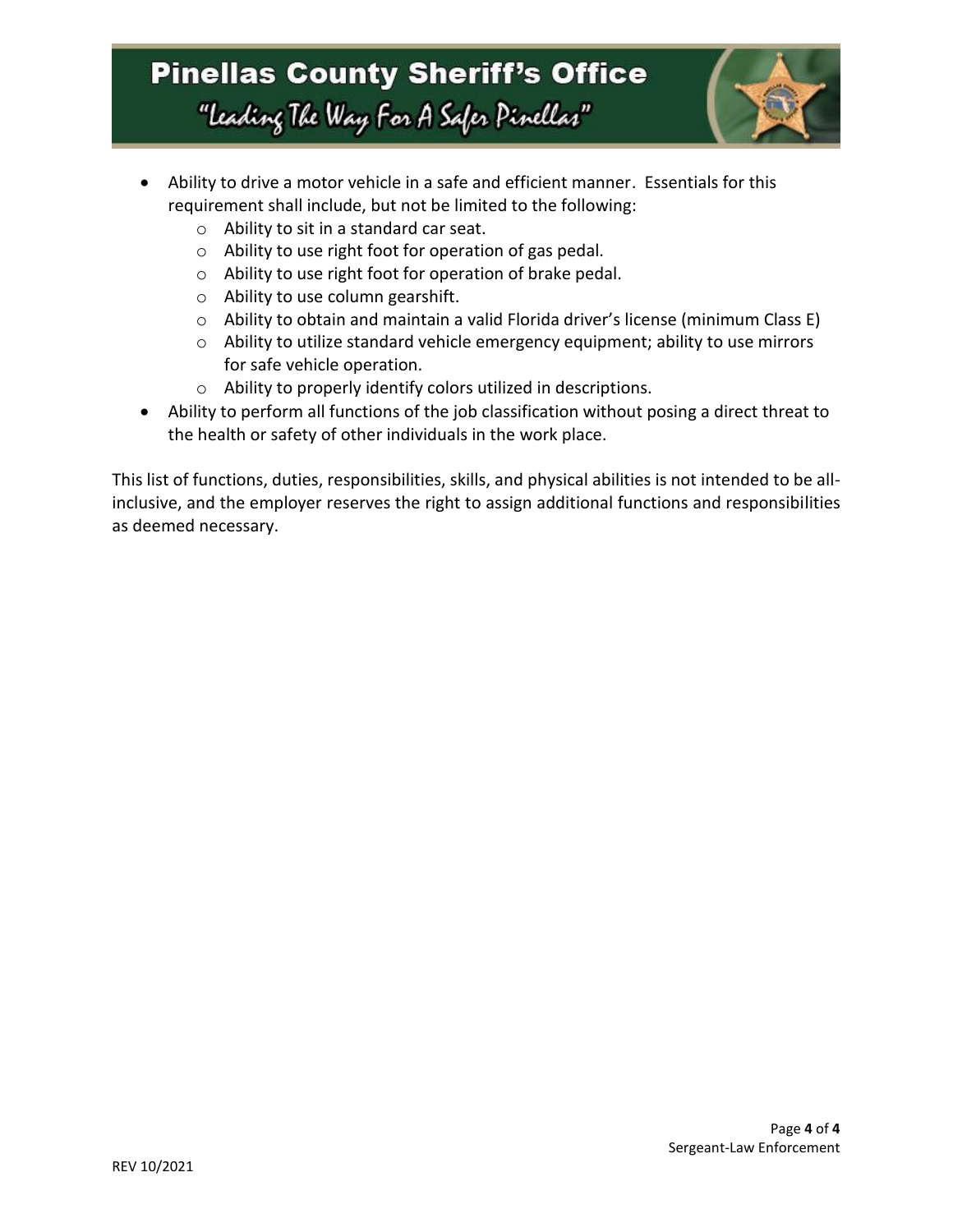- Ability to drive a motor vehicle in a safe and efficient manner. Essentials for this requirement shall include, but not be limited to the following:
  - Ability to sit in a standard car seat.
  - Ability to use right foot for operation of gas pedal.
  - Ability to use right foot for operation of brake pedal.
  - Ability to use column gearshift.
  - Ability to obtain and maintain a valid Florida driver's license (minimum Class E)
  - Ability to utilize standard vehicle emergency equipment; ability to use mirrors for safe vehicle operation.
  - Ability to properly identify colors utilized in descriptions.
- Ability to perform all functions of the job classification without posing a direct threat to the health or safety of other individuals in the work place.

This list of functions, duties, responsibilities, skills, and physical abilities is not intended to be all-inclusive, and the employer reserves the right to assign additional functions and responsibilities as deemed necessary.